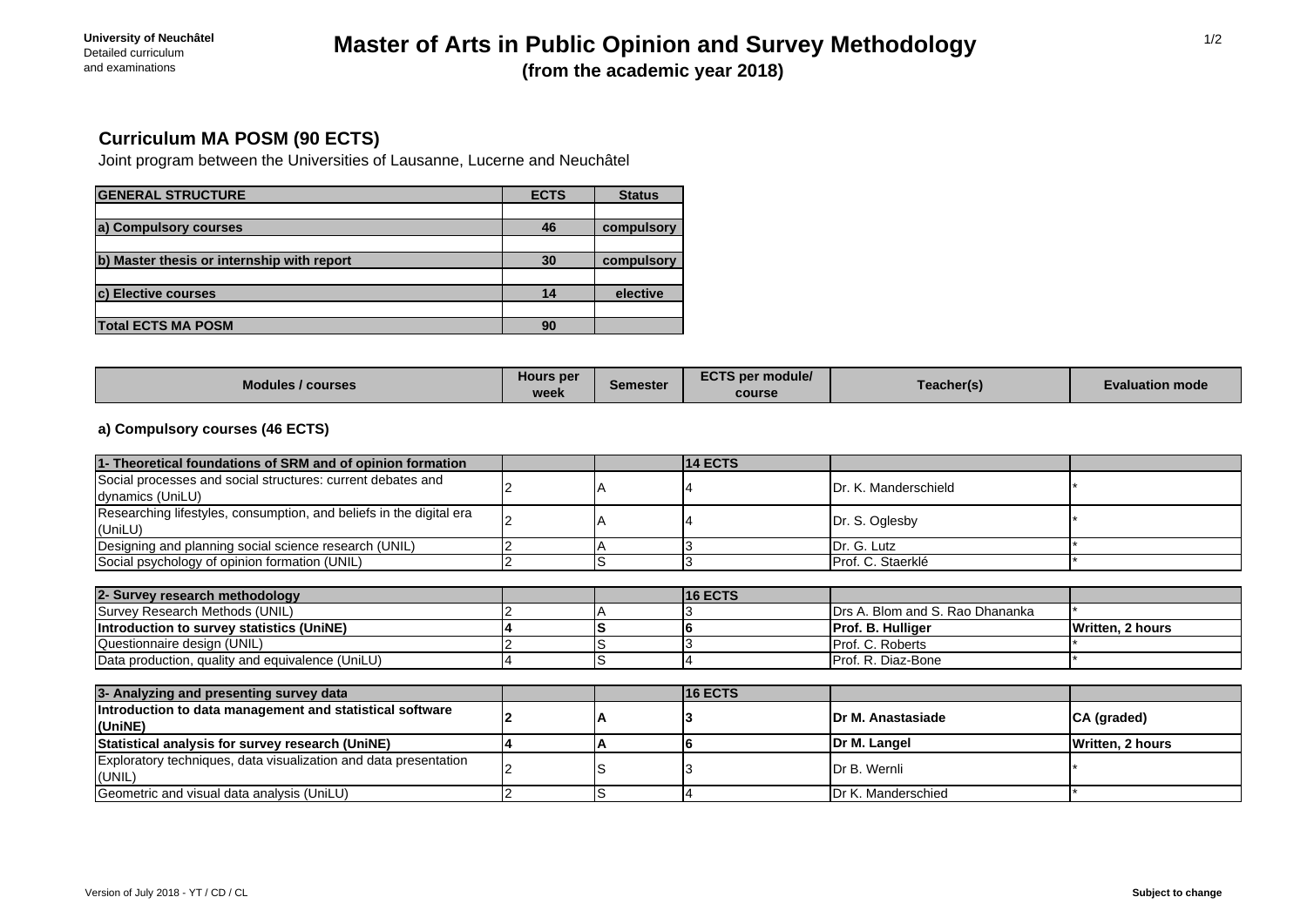University of Neuchâtel
Detailed curriculum
and examinations

# Master of Arts in Public Opinion and Survey Methodology

**(from the academic year 2018)**

## Curriculum MA POSM (90 ECTS)

Joint program between the Universities of Lausanne, Lucerne and Neuchâtel

| GENERAL STRUCTURE | ECTS | Status |
|---|---|---|
| a) Compulsory courses | 46 | compulsory |
| b) Master thesis or internship with report | 30 | compulsory |
| c) Elective courses | 14 | elective |
| Total ECTS MA POSM | 90 | |

| Modules / courses | Hours per week | Semester | ECTS per module/ course | Teacher(s) | Evaluation mode |
|---|---|---|---|---|---|
| **a) Compulsory courses (46 ECTS)** | | | | | |
| **1- Theoretical foundations of SRM and of opinion formation** | | | **14 ECTS** | | |
| Social processes and social structures: current debates and dynamics (UniLU) | 2 | A | 4 | Dr. K. Manderschield | * |
| Researching lifestyles, consumption, and beliefs in the digital era (UniLU) | 2 | A | 4 | Dr. S. Oglesby | * |
| Designing and planning social science research (UNIL) | 2 | A | 3 | Dr. G. Lutz | * |
| Social psychology of opinion formation (UNIL) | 2 | S | 3 | Prof. C. Staerklé | * |
| **2- Survey research methodology** | | | **16 ECTS** | | |
| Survey Research Methods (UNIL) | 2 | A | 3 | Drs A. Blom and S. Rao Dhananka | * |
| **Introduction to survey statistics (UniNE)** | **4** | **S** | **6** | **Prof. B. Hulliger** | **Written, 2 hours** |
| Questionnaire design (UNIL) | 2 | S | 3 | Prof. C. Roberts | * |
| Data production, quality and equivalence (UniLU) | 4 | S | 4 | Prof. R. Diaz-Bone | * |
| **3- Analyzing and presenting survey data** | | | **16 ECTS** | | |
| **Introduction to data management and statistical software (UniNE)** | **2** | **A** | **3** | **Dr M. Anastasiade** | **CA (graded)** |
| **Statistical analysis for survey research (UniNE)** | **4** | **A** | **6** | **Dr M. Langel** | **Written, 2 hours** |
| Exploratory techniques, data visualization and data presentation (UNIL) | 2 | S | 3 | Dr B. Wernli | * |
| Geometric and visual data analysis (UniLU) | 2 | S | 4 | Dr K. Manderschied | * |

Version of July 2018 - YT / CD / CL

**Subject to change**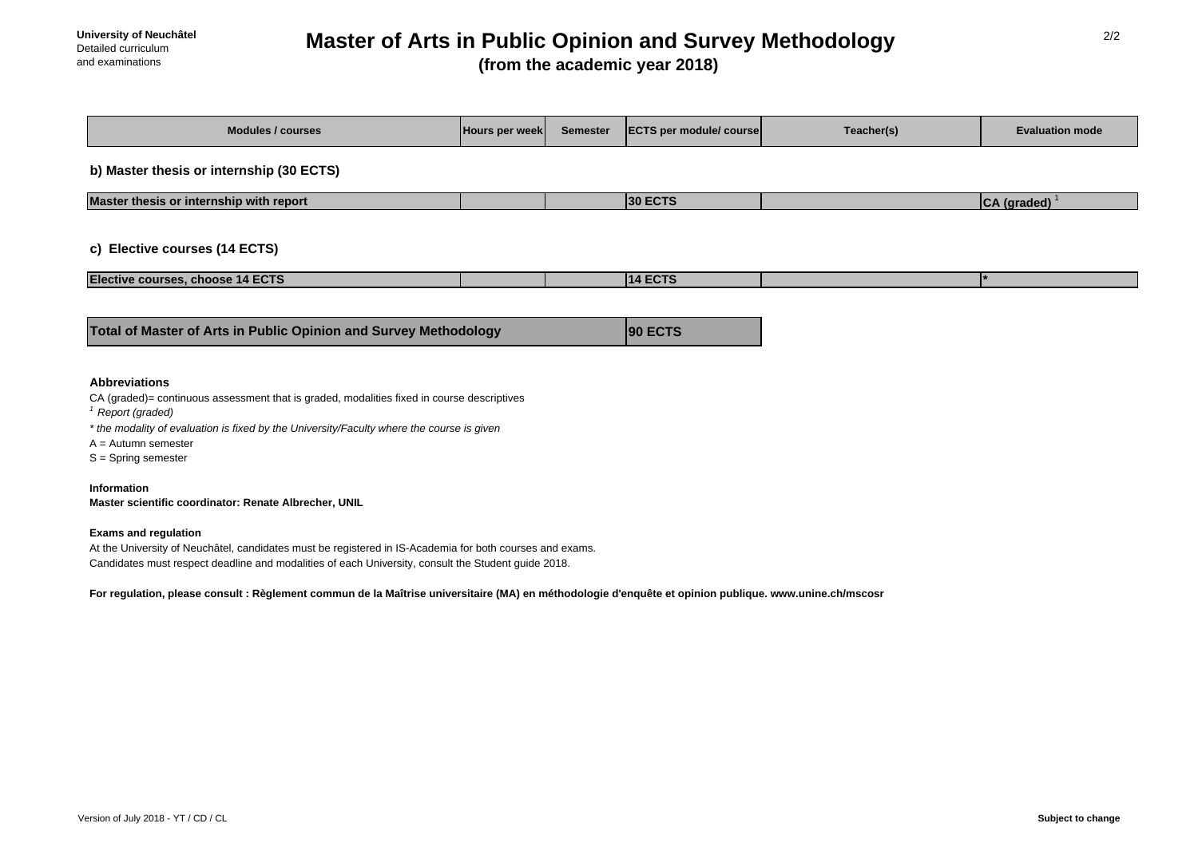**University of Neuchâtel**
Detailed curriculum
and examinations

# Master of Arts in Public Opinion and Survey Methodology

**(from the academic year 2018)**

| Modules / courses | Hours per week | Semester | ECTS per module/ course | Teacher(s) | Evaluation mode |
|---|---|---|---|---|---|
| **b) Master thesis or internship (30 ECTS)** | | | | | |
| **Master thesis or internship with report** | | | **30 ECTS** | | **CA (graded)** [1] |
| **c) Elective courses (14 ECTS)** | | | | | |
| **Elective courses, choose 14 ECTS** | | | **14 ECTS** | | * |

| | |
|---|---|
| **Total of Master of Arts in Public Opinion and Survey Methodology** | **90 ECTS** |

**Abbreviations**

CA (graded)= continuous assessment that is graded, modalities fixed in course descriptives

[1] *Report (graded)*

*\* the modality of evaluation is fixed by the University/Faculty where the course is given*

A = Autumn semester

S = Spring semester

**Information**

**Master scientific coordinator: Renate Albrecher, UNIL**

**Exams and regulation**

At the University of Neuchâtel, candidates must be registered in IS-Academia for both courses and exams.

Candidates must respect deadline and modalities of each University, consult the Student guide 2018.

**For regulation, please consult : Règlement commun de la Maîtrise universitaire (MA) en méthodologie d'enquête et opinion publique. www.unine.ch/mscosr**

Version of July 2018 - YT / CD / CL

**Subject to change**